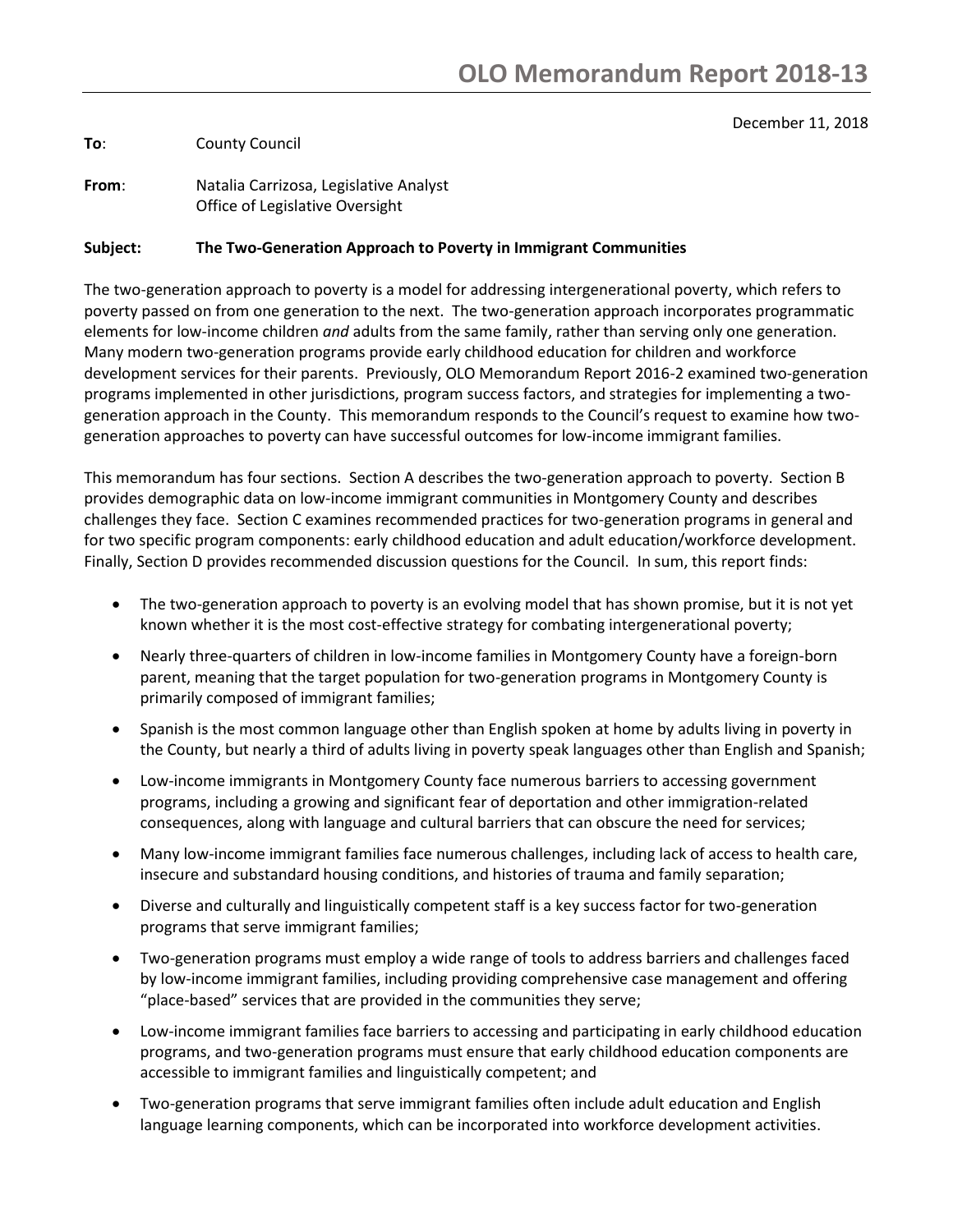# OLO Memorandum Report 2018-13

December 11, 2018

**To**: County Council

**From**: Natalia Carrizosa, Legislative Analyst
Office of Legislative Oversight

**Subject: The Two-Generation Approach to Poverty in Immigrant Communities**

The two-generation approach to poverty is a model for addressing intergenerational poverty, which refers to poverty passed on from one generation to the next. The two-generation approach incorporates programmatic elements for low-income children *and* adults from the same family, rather than serving only one generation. Many modern two-generation programs provide early childhood education for children and workforce development services for their parents. Previously, OLO Memorandum Report 2016-2 examined two-generation programs implemented in other jurisdictions, program success factors, and strategies for implementing a two-generation approach in the County. This memorandum responds to the Council's request to examine how two-generation approaches to poverty can have successful outcomes for low-income immigrant families.

This memorandum has four sections. Section A describes the two-generation approach to poverty. Section B provides demographic data on low-income immigrant communities in Montgomery County and describes challenges they face. Section C examines recommended practices for two-generation programs in general and for two specific program components: early childhood education and adult education/workforce development. Finally, Section D provides recommended discussion questions for the Council. In sum, this report finds:

- The two-generation approach to poverty is an evolving model that has shown promise, but it is not yet known whether it is the most cost-effective strategy for combating intergenerational poverty;
- Nearly three-quarters of children in low-income families in Montgomery County have a foreign-born parent, meaning that the target population for two-generation programs in Montgomery County is primarily composed of immigrant families;
- Spanish is the most common language other than English spoken at home by adults living in poverty in the County, but nearly a third of adults living in poverty speak languages other than English and Spanish;
- Low-income immigrants in Montgomery County face numerous barriers to accessing government programs, including a growing and significant fear of deportation and other immigration-related consequences, along with language and cultural barriers that can obscure the need for services;
- Many low-income immigrant families face numerous challenges, including lack of access to health care, insecure and substandard housing conditions, and histories of trauma and family separation;
- Diverse and culturally and linguistically competent staff is a key success factor for two-generation programs that serve immigrant families;
- Two-generation programs must employ a wide range of tools to address barriers and challenges faced by low-income immigrant families, including providing comprehensive case management and offering "place-based" services that are provided in the communities they serve;
- Low-income immigrant families face barriers to accessing and participating in early childhood education programs, and two-generation programs must ensure that early childhood education components are accessible to immigrant families and linguistically competent; and
- Two-generation programs that serve immigrant families often include adult education and English language learning components, which can be incorporated into workforce development activities.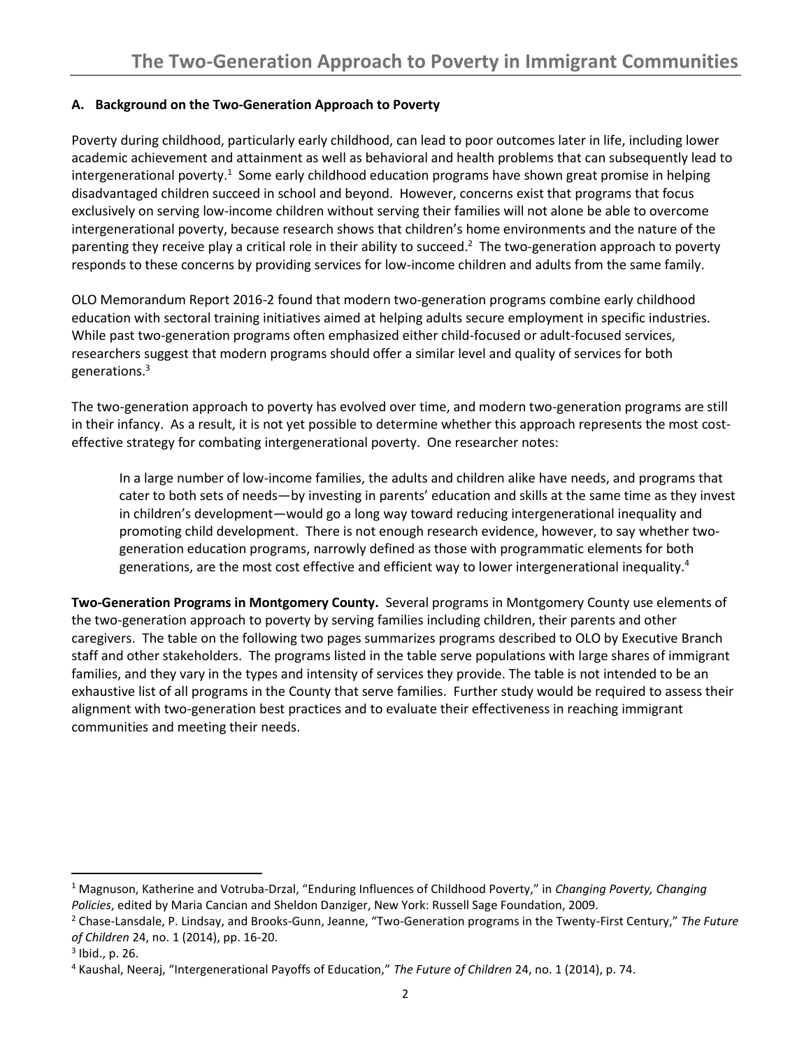### A. Background on the Two-Generation Approach to Poverty

Poverty during childhood, particularly early childhood, can lead to poor outcomes later in life, including lower academic achievement and attainment as well as behavioral and health problems that can subsequently lead to intergenerational poverty.[1] Some early childhood education programs have shown great promise in helping disadvantaged children succeed in school and beyond. However, concerns exist that programs that focus exclusively on serving low-income children without serving their families will not alone be able to overcome intergenerational poverty, because research shows that children's home environments and the nature of the parenting they receive play a critical role in their ability to succeed.[2] The two-generation approach to poverty responds to these concerns by providing services for low-income children and adults from the same family.

OLO Memorandum Report 2016-2 found that modern two-generation programs combine early childhood education with sectoral training initiatives aimed at helping adults secure employment in specific industries. While past two-generation programs often emphasized either child-focused or adult-focused services, researchers suggest that modern programs should offer a similar level and quality of services for both generations.[3]

The two-generation approach to poverty has evolved over time, and modern two-generation programs are still in their infancy. As a result, it is not yet possible to determine whether this approach represents the most cost-effective strategy for combating intergenerational poverty. One researcher notes:

> In a large number of low-income families, the adults and children alike have needs, and programs that cater to both sets of needs—by investing in parents' education and skills at the same time as they invest in children's development—would go a long way toward reducing intergenerational inequality and promoting child development. There is not enough research evidence, however, to say whether two-generation education programs, narrowly defined as those with programmatic elements for both generations, are the most cost effective and efficient way to lower intergenerational inequality.[4]

**Two-Generation Programs in Montgomery County.** Several programs in Montgomery County use elements of the two-generation approach to poverty by serving families including children, their parents and other caregivers. The table on the following two pages summarizes programs described to OLO by Executive Branch staff and other stakeholders. The programs listed in the table serve populations with large shares of immigrant families, and they vary in the types and intensity of services they provide. The table is not intended to be an exhaustive list of all programs in the County that serve families. Further study would be required to assess their alignment with two-generation best practices and to evaluate their effectiveness in reaching immigrant communities and meeting their needs.

---

[1] Magnuson, Katherine and Votruba-Drzal, "Enduring Influences of Childhood Poverty," in *Changing Poverty, Changing Policies*, edited by Maria Cancian and Sheldon Danziger, New York: Russell Sage Foundation, 2009.

[2] Chase-Lansdale, P. Lindsay, and Brooks-Gunn, Jeanne, "Two-Generation programs in the Twenty-First Century," *The Future of Children* 24, no. 1 (2014), pp. 16-20.

[3] Ibid., p. 26.

[4] Kaushal, Neeraj, "Intergenerational Payoffs of Education," *The Future of Children* 24, no. 1 (2014), p. 74.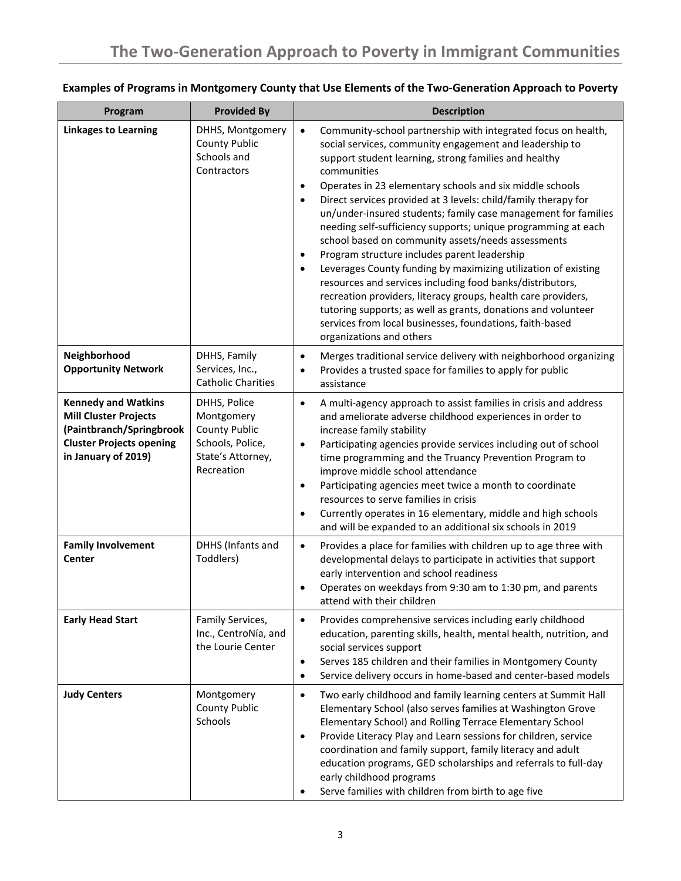**Examples of Programs in Montgomery County that Use Elements of the Two-Generation Approach to Poverty**

| Program | Provided By | Description |
|---|---|---|
| **Linkages to Learning** | DHHS, Montgomery County Public Schools and Contractors | • Community-school partnership with integrated focus on health, social services, community engagement and leadership to support student learning, strong families and healthy communities<br>• Operates in 23 elementary schools and six middle schools<br>• Direct services provided at 3 levels: child/family therapy for un/under-insured students; family case management for families needing self-sufficiency supports; unique programming at each school based on community assets/needs assessments<br>• Program structure includes parent leadership<br>• Leverages County funding by maximizing utilization of existing resources and services including food banks/distributors, recreation providers, literacy groups, health care providers, tutoring supports; as well as grants, donations and volunteer services from local businesses, foundations, faith-based organizations and others |
| **Neighborhood Opportunity Network** | DHHS, Family Services, Inc., Catholic Charities | • Merges traditional service delivery with neighborhood organizing<br>• Provides a trusted space for families to apply for public assistance |
| **Kennedy and Watkins Mill Cluster Projects (Paintbranch/Springbrook Cluster Projects opening in January of 2019)** | DHHS, Police Montgomery County Public Schools, Police, State's Attorney, Recreation | • A multi-agency approach to assist families in crisis and address and ameliorate adverse childhood experiences in order to increase family stability<br>• Participating agencies provide services including out of school time programming and the Truancy Prevention Program to improve middle school attendance<br>• Participating agencies meet twice a month to coordinate resources to serve families in crisis<br>• Currently operates in 16 elementary, middle and high schools and will be expanded to an additional six schools in 2019 |
| **Family Involvement Center** | DHHS (Infants and Toddlers) | • Provides a place for families with children up to age three with developmental delays to participate in activities that support early intervention and school readiness<br>• Operates on weekdays from 9:30 am to 1:30 pm, and parents attend with their children |
| **Early Head Start** | Family Services, Inc., CentroNía, and the Lourie Center | • Provides comprehensive services including early childhood education, parenting skills, health, mental health, nutrition, and social services support<br>• Serves 185 children and their families in Montgomery County<br>• Service delivery occurs in home-based and center-based models |
| **Judy Centers** | Montgomery County Public Schools | • Two early childhood and family learning centers at Summit Hall Elementary School (also serves families at Washington Grove Elementary School) and Rolling Terrace Elementary School<br>• Provide Literacy Play and Learn sessions for children, service coordination and family support, family literacy and adult education programs, GED scholarships and referrals to full-day early childhood programs<br>• Serve families with children from birth to age five |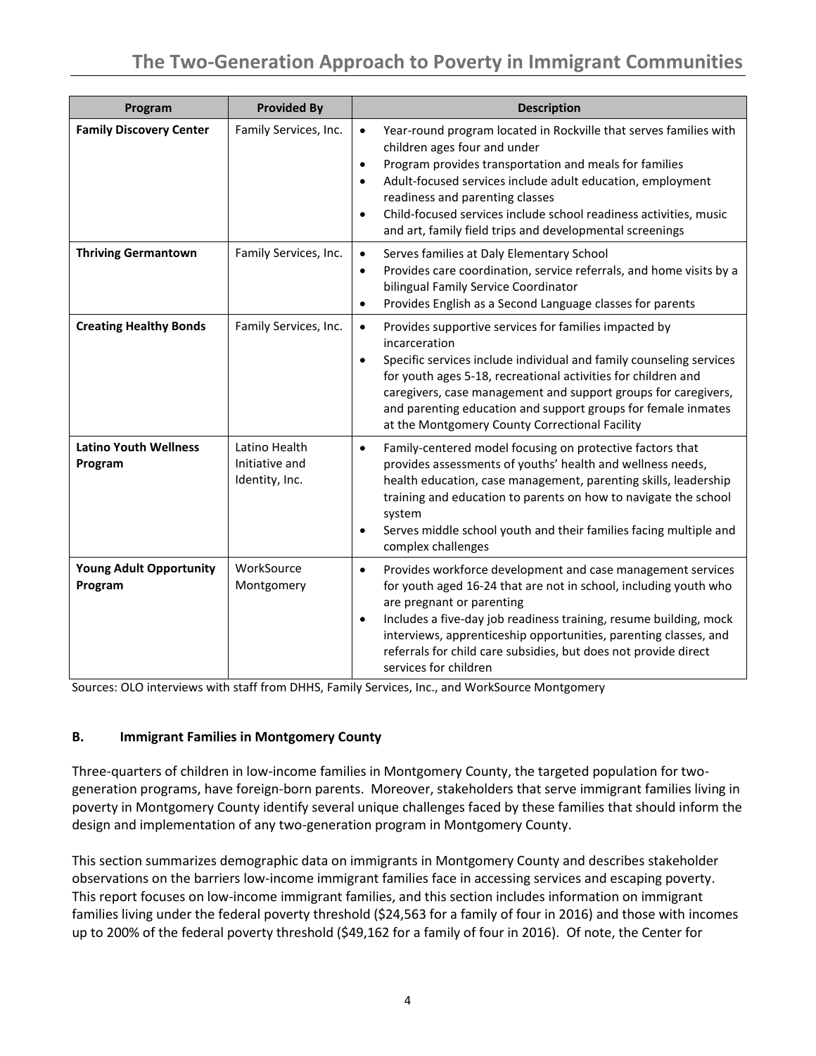| Program | Provided By | Description |
|---|---|---|
| **Family Discovery Center** | Family Services, Inc. | • Year-round program located in Rockville that serves families with children ages four and under<br>• Program provides transportation and meals for families<br>• Adult-focused services include adult education, employment readiness and parenting classes<br>• Child-focused services include school readiness activities, music and art, family field trips and developmental screenings |
| **Thriving Germantown** | Family Services, Inc. | • Serves families at Daly Elementary School<br>• Provides care coordination, service referrals, and home visits by a bilingual Family Service Coordinator<br>• Provides English as a Second Language classes for parents |
| **Creating Healthy Bonds** | Family Services, Inc. | • Provides supportive services for families impacted by incarceration<br>• Specific services include individual and family counseling services for youth ages 5-18, recreational activities for children and caregivers, case management and support groups for caregivers, and parenting education and support groups for female inmates at the Montgomery County Correctional Facility |
| **Latino Youth Wellness Program** | Latino Health Initiative and Identity, Inc. | • Family-centered model focusing on protective factors that provides assessments of youths' health and wellness needs, health education, case management, parenting skills, leadership training and education to parents on how to navigate the school system<br>• Serves middle school youth and their families facing multiple and complex challenges |
| **Young Adult Opportunity Program** | WorkSource Montgomery | • Provides workforce development and case management services for youth aged 16-24 that are not in school, including youth who are pregnant or parenting<br>• Includes a five-day job readiness training, resume building, mock interviews, apprenticeship opportunities, parenting classes, and referrals for child care subsidies, but does not provide direct services for children |

Sources: OLO interviews with staff from DHHS, Family Services, Inc., and WorkSource Montgomery

### B. Immigrant Families in Montgomery County

Three-quarters of children in low-income families in Montgomery County, the targeted population for two-generation programs, have foreign-born parents. Moreover, stakeholders that serve immigrant families living in poverty in Montgomery County identify several unique challenges faced by these families that should inform the design and implementation of any two-generation program in Montgomery County.

This section summarizes demographic data on immigrants in Montgomery County and describes stakeholder observations on the barriers low-income immigrant families face in accessing services and escaping poverty. This report focuses on low-income immigrant families, and this section includes information on immigrant families living under the federal poverty threshold ($24,563 for a family of four in 2016) and those with incomes up to 200% of the federal poverty threshold ($49,162 for a family of four in 2016). Of note, the Center for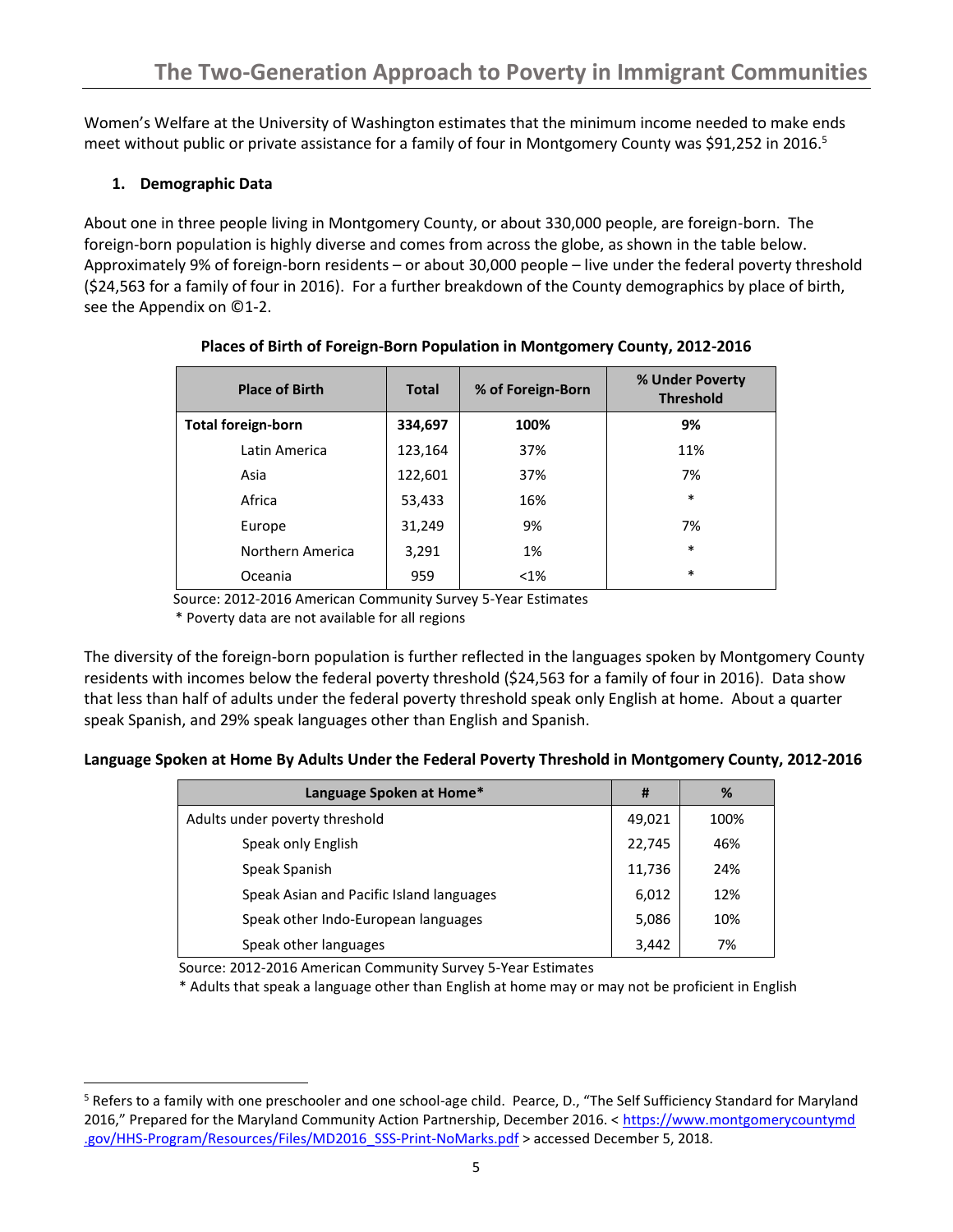Women's Welfare at the University of Washington estimates that the minimum income needed to make ends meet without public or private assistance for a family of four in Montgomery County was $91,252 in 2016.[5]

### 1. Demographic Data

About one in three people living in Montgomery County, or about 330,000 people, are foreign-born. The foreign-born population is highly diverse and comes from across the globe, as shown in the table below. Approximately 9% of foreign-born residents – or about 30,000 people – live under the federal poverty threshold ($24,563 for a family of four in 2016). For a further breakdown of the County demographics by place of birth, see the Appendix on ©1-2.

**Places of Birth of Foreign-Born Population in Montgomery County, 2012-2016**

| Place of Birth | Total | % of Foreign-Born | % Under Poverty Threshold |
|---|---|---|---|
| **Total foreign-born** | **334,697** | **100%** | **9%** |
| Latin America | 123,164 | 37% | 11% |
| Asia | 122,601 | 37% | 7% |
| Africa | 53,433 | 16% | * |
| Europe | 31,249 | 9% | 7% |
| Northern America | 3,291 | 1% | * |
| Oceania | 959 | <1% | * |

Source: 2012-2016 American Community Survey 5-Year Estimates
* Poverty data are not available for all regions

The diversity of the foreign-born population is further reflected in the languages spoken by Montgomery County residents with incomes below the federal poverty threshold ($24,563 for a family of four in 2016). Data show that less than half of adults under the federal poverty threshold speak only English at home. About a quarter speak Spanish, and 29% speak languages other than English and Spanish.

**Language Spoken at Home By Adults Under the Federal Poverty Threshold in Montgomery County, 2012-2016**

| Language Spoken at Home* | # | % |
|---|---|---|
| Adults under poverty threshold | 49,021 | 100% |
| Speak only English | 22,745 | 46% |
| Speak Spanish | 11,736 | 24% |
| Speak Asian and Pacific Island languages | 6,012 | 12% |
| Speak other Indo-European languages | 5,086 | 10% |
| Speak other languages | 3,442 | 7% |

Source: 2012-2016 American Community Survey 5-Year Estimates
* Adults that speak a language other than English at home may or may not be proficient in English

[5] Refers to a family with one preschooler and one school-age child. Pearce, D., "The Self Sufficiency Standard for Maryland 2016," Prepared for the Maryland Community Action Partnership, December 2016. < https://www.montgomerycountymd.gov/HHS-Program/Resources/Files/MD2016_SSS-Print-NoMarks.pdf > accessed December 5, 2018.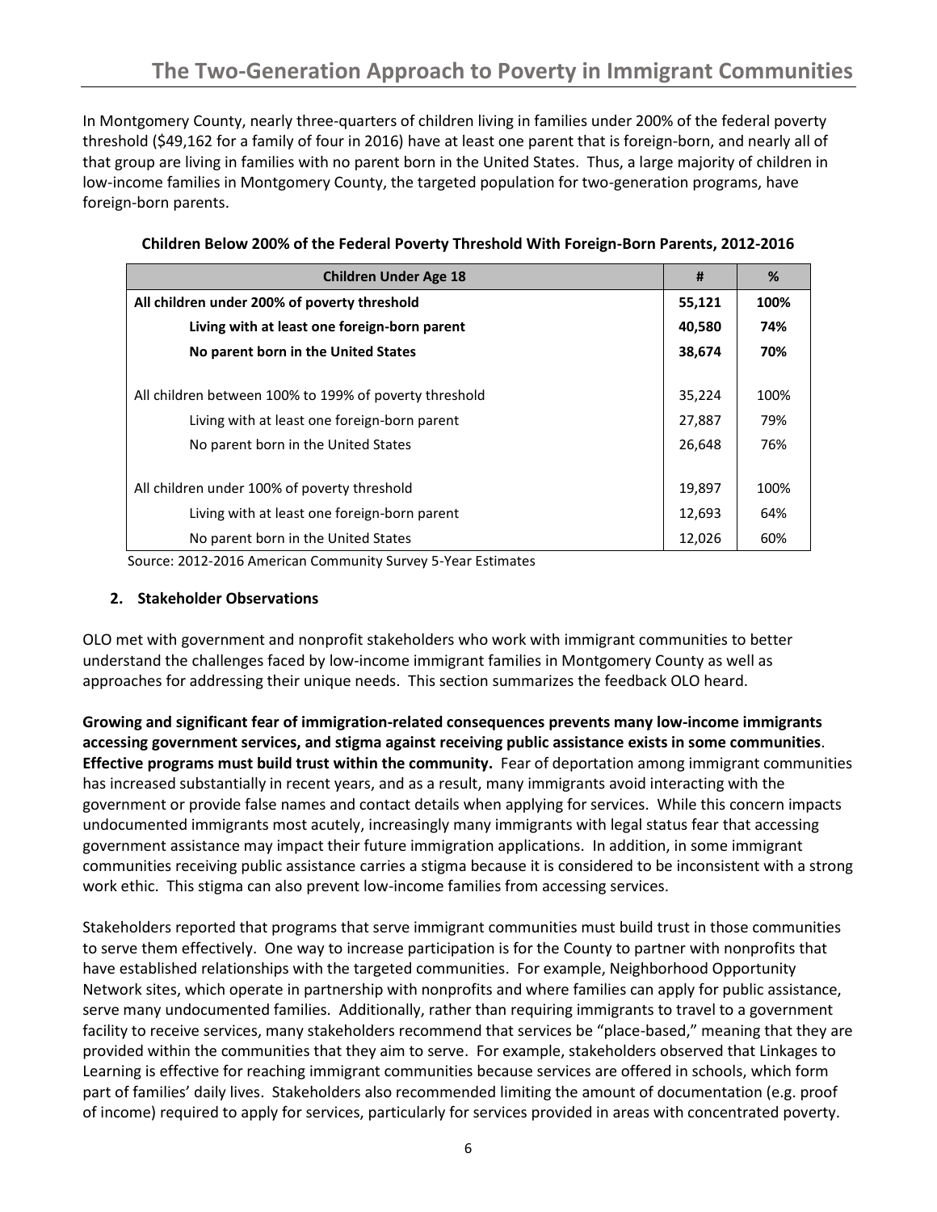In Montgomery County, nearly three-quarters of children living in families under 200% of the federal poverty threshold ($49,162 for a family of four in 2016) have at least one parent that is foreign-born, and nearly all of that group are living in families with no parent born in the United States. Thus, a large majority of children in low-income families in Montgomery County, the targeted population for two-generation programs, have foreign-born parents.

**Children Below 200% of the Federal Poverty Threshold With Foreign-Born Parents, 2012-2016**

| Children Under Age 18 | # | % |
|---|---|---|
| **All children under 200% of poverty threshold** | **55,121** | **100%** |
| **Living with at least one foreign-born parent** | **40,580** | **74%** |
| **No parent born in the United States** | **38,674** | **70%** |
| All children between 100% to 199% of poverty threshold | 35,224 | 100% |
| Living with at least one foreign-born parent | 27,887 | 79% |
| No parent born in the United States | 26,648 | 76% |
| All children under 100% of poverty threshold | 19,897 | 100% |
| Living with at least one foreign-born parent | 12,693 | 64% |
| No parent born in the United States | 12,026 | 60% |

Source: 2012-2016 American Community Survey 5-Year Estimates

## 2. Stakeholder Observations

OLO met with government and nonprofit stakeholders who work with immigrant communities to better understand the challenges faced by low-income immigrant families in Montgomery County as well as approaches for addressing their unique needs. This section summarizes the feedback OLO heard.

**Growing and significant fear of immigration-related consequences prevents many low-income immigrants accessing government services, and stigma against receiving public assistance exists in some communities. Effective programs must build trust within the community.** Fear of deportation among immigrant communities has increased substantially in recent years, and as a result, many immigrants avoid interacting with the government or provide false names and contact details when applying for services. While this concern impacts undocumented immigrants most acutely, increasingly many immigrants with legal status fear that accessing government assistance may impact their future immigration applications. In addition, in some immigrant communities receiving public assistance carries a stigma because it is considered to be inconsistent with a strong work ethic. This stigma can also prevent low-income families from accessing services.

Stakeholders reported that programs that serve immigrant communities must build trust in those communities to serve them effectively. One way to increase participation is for the County to partner with nonprofits that have established relationships with the targeted communities. For example, Neighborhood Opportunity Network sites, which operate in partnership with nonprofits and where families can apply for public assistance, serve many undocumented families. Additionally, rather than requiring immigrants to travel to a government facility to receive services, many stakeholders recommend that services be "place-based," meaning that they are provided within the communities that they aim to serve. For example, stakeholders observed that Linkages to Learning is effective for reaching immigrant communities because services are offered in schools, which form part of families' daily lives. Stakeholders also recommended limiting the amount of documentation (e.g. proof of income) required to apply for services, particularly for services provided in areas with concentrated poverty.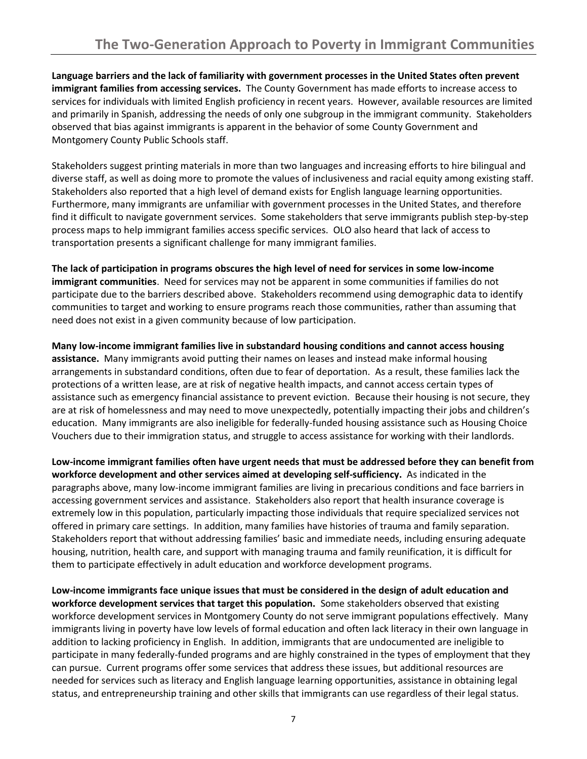**Language barriers and the lack of familiarity with government processes in the United States often prevent immigrant families from accessing services.** The County Government has made efforts to increase access to services for individuals with limited English proficiency in recent years. However, available resources are limited and primarily in Spanish, addressing the needs of only one subgroup in the immigrant community. Stakeholders observed that bias against immigrants is apparent in the behavior of some County Government and Montgomery County Public Schools staff.

Stakeholders suggest printing materials in more than two languages and increasing efforts to hire bilingual and diverse staff, as well as doing more to promote the values of inclusiveness and racial equity among existing staff. Stakeholders also reported that a high level of demand exists for English language learning opportunities. Furthermore, many immigrants are unfamiliar with government processes in the United States, and therefore find it difficult to navigate government services. Some stakeholders that serve immigrants publish step-by-step process maps to help immigrant families access specific services. OLO also heard that lack of access to transportation presents a significant challenge for many immigrant families.

**The lack of participation in programs obscures the high level of need for services in some low-income immigrant communities**. Need for services may not be apparent in some communities if families do not participate due to the barriers described above. Stakeholders recommend using demographic data to identify communities to target and working to ensure programs reach those communities, rather than assuming that need does not exist in a given community because of low participation.

**Many low-income immigrant families live in substandard housing conditions and cannot access housing assistance.** Many immigrants avoid putting their names on leases and instead make informal housing arrangements in substandard conditions, often due to fear of deportation. As a result, these families lack the protections of a written lease, are at risk of negative health impacts, and cannot access certain types of assistance such as emergency financial assistance to prevent eviction. Because their housing is not secure, they are at risk of homelessness and may need to move unexpectedly, potentially impacting their jobs and children's education. Many immigrants are also ineligible for federally-funded housing assistance such as Housing Choice Vouchers due to their immigration status, and struggle to access assistance for working with their landlords.

**Low-income immigrant families often have urgent needs that must be addressed before they can benefit from workforce development and other services aimed at developing self-sufficiency.** As indicated in the paragraphs above, many low-income immigrant families are living in precarious conditions and face barriers in accessing government services and assistance. Stakeholders also report that health insurance coverage is extremely low in this population, particularly impacting those individuals that require specialized services not offered in primary care settings. In addition, many families have histories of trauma and family separation. Stakeholders report that without addressing families' basic and immediate needs, including ensuring adequate housing, nutrition, health care, and support with managing trauma and family reunification, it is difficult for them to participate effectively in adult education and workforce development programs.

**Low-income immigrants face unique issues that must be considered in the design of adult education and workforce development services that target this population.** Some stakeholders observed that existing workforce development services in Montgomery County do not serve immigrant populations effectively. Many immigrants living in poverty have low levels of formal education and often lack literacy in their own language in addition to lacking proficiency in English. In addition, immigrants that are undocumented are ineligible to participate in many federally-funded programs and are highly constrained in the types of employment that they can pursue. Current programs offer some services that address these issues, but additional resources are needed for services such as literacy and English language learning opportunities, assistance in obtaining legal status, and entrepreneurship training and other skills that immigrants can use regardless of their legal status.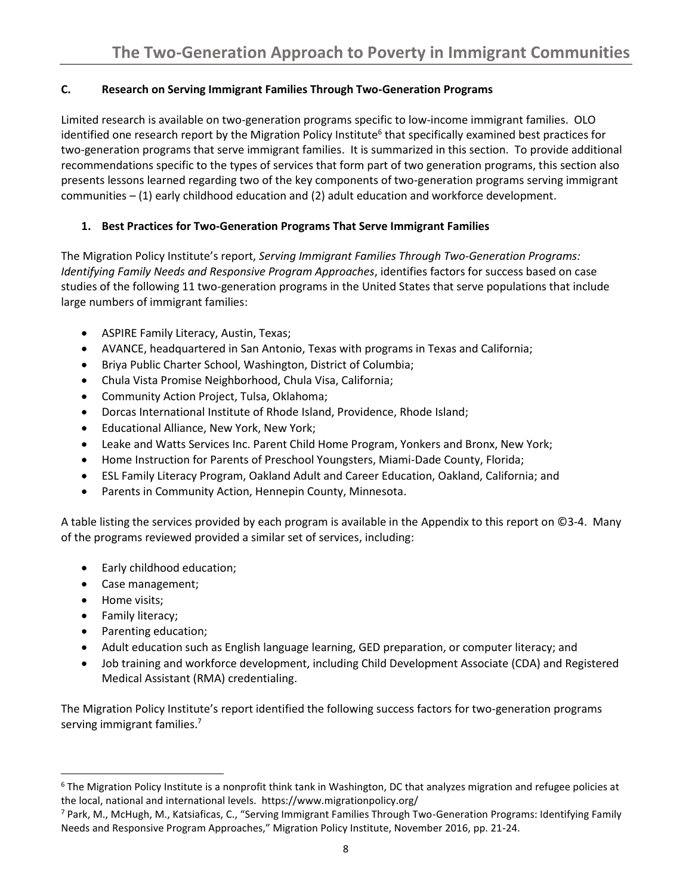### C. Research on Serving Immigrant Families Through Two-Generation Programs

Limited research is available on two-generation programs specific to low-income immigrant families. OLO identified one research report by the Migration Policy Institute[6] that specifically examined best practices for two-generation programs that serve immigrant families. It is summarized in this section. To provide additional recommendations specific to the types of services that form part of two generation programs, this section also presents lessons learned regarding two of the key components of two-generation programs serving immigrant communities – (1) early childhood education and (2) adult education and workforce development.

#### 1. Best Practices for Two-Generation Programs That Serve Immigrant Families

The Migration Policy Institute's report, *Serving Immigrant Families Through Two-Generation Programs: Identifying Family Needs and Responsive Program Approaches*, identifies factors for success based on case studies of the following 11 two-generation programs in the United States that serve populations that include large numbers of immigrant families:

- ASPIRE Family Literacy, Austin, Texas;
- AVANCE, headquartered in San Antonio, Texas with programs in Texas and California;
- Briya Public Charter School, Washington, District of Columbia;
- Chula Vista Promise Neighborhood, Chula Visa, California;
- Community Action Project, Tulsa, Oklahoma;
- Dorcas International Institute of Rhode Island, Providence, Rhode Island;
- Educational Alliance, New York, New York;
- Leake and Watts Services Inc. Parent Child Home Program, Yonkers and Bronx, New York;
- Home Instruction for Parents of Preschool Youngsters, Miami-Dade County, Florida;
- ESL Family Literacy Program, Oakland Adult and Career Education, Oakland, California; and
- Parents in Community Action, Hennepin County, Minnesota.

A table listing the services provided by each program is available in the Appendix to this report on ©3-4. Many of the programs reviewed provided a similar set of services, including:

- Early childhood education;
- Case management;
- Home visits;
- Family literacy;
- Parenting education;
- Adult education such as English language learning, GED preparation, or computer literacy; and
- Job training and workforce development, including Child Development Associate (CDA) and Registered Medical Assistant (RMA) credentialing.

The Migration Policy Institute's report identified the following success factors for two-generation programs serving immigrant families.[7]

---

[6] The Migration Policy Institute is a nonprofit think tank in Washington, DC that analyzes migration and refugee policies at the local, national and international levels. https://www.migrationpolicy.org/

[7] Park, M., McHugh, M., Katsiaficas, C., "Serving Immigrant Families Through Two-Generation Programs: Identifying Family Needs and Responsive Program Approaches," Migration Policy Institute, November 2016, pp. 21-24.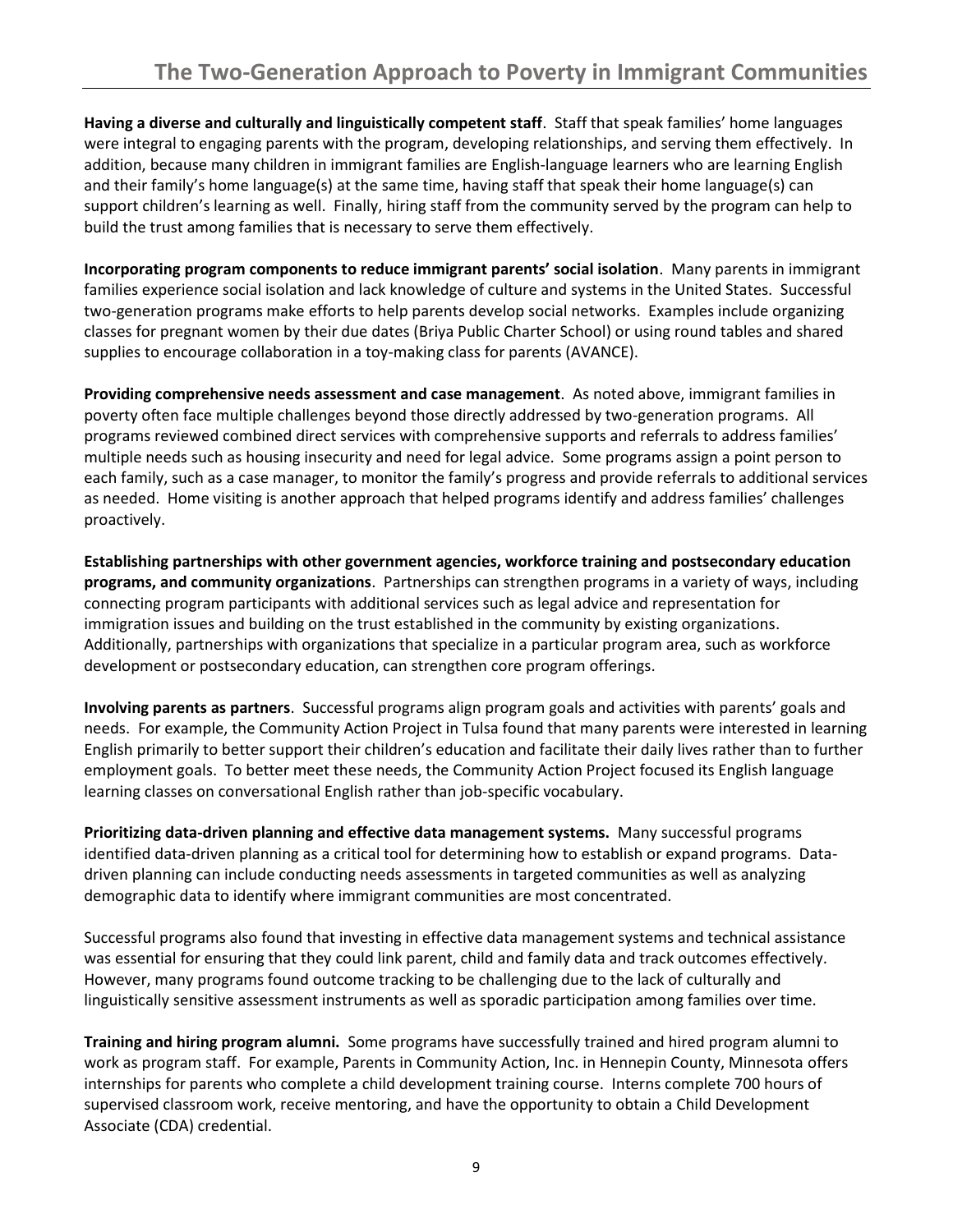**Having a diverse and culturally and linguistically competent staff**. Staff that speak families' home languages were integral to engaging parents with the program, developing relationships, and serving them effectively. In addition, because many children in immigrant families are English-language learners who are learning English and their family's home language(s) at the same time, having staff that speak their home language(s) can support children's learning as well. Finally, hiring staff from the community served by the program can help to build the trust among families that is necessary to serve them effectively.

**Incorporating program components to reduce immigrant parents' social isolation**. Many parents in immigrant families experience social isolation and lack knowledge of culture and systems in the United States. Successful two-generation programs make efforts to help parents develop social networks. Examples include organizing classes for pregnant women by their due dates (Briya Public Charter School) or using round tables and shared supplies to encourage collaboration in a toy-making class for parents (AVANCE).

**Providing comprehensive needs assessment and case management**. As noted above, immigrant families in poverty often face multiple challenges beyond those directly addressed by two-generation programs. All programs reviewed combined direct services with comprehensive supports and referrals to address families' multiple needs such as housing insecurity and need for legal advice. Some programs assign a point person to each family, such as a case manager, to monitor the family's progress and provide referrals to additional services as needed. Home visiting is another approach that helped programs identify and address families' challenges proactively.

**Establishing partnerships with other government agencies, workforce training and postsecondary education programs, and community organizations**. Partnerships can strengthen programs in a variety of ways, including connecting program participants with additional services such as legal advice and representation for immigration issues and building on the trust established in the community by existing organizations. Additionally, partnerships with organizations that specialize in a particular program area, such as workforce development or postsecondary education, can strengthen core program offerings.

**Involving parents as partners**. Successful programs align program goals and activities with parents' goals and needs. For example, the Community Action Project in Tulsa found that many parents were interested in learning English primarily to better support their children's education and facilitate their daily lives rather than to further employment goals. To better meet these needs, the Community Action Project focused its English language learning classes on conversational English rather than job-specific vocabulary.

**Prioritizing data-driven planning and effective data management systems.** Many successful programs identified data-driven planning as a critical tool for determining how to establish or expand programs. Data-driven planning can include conducting needs assessments in targeted communities as well as analyzing demographic data to identify where immigrant communities are most concentrated.

Successful programs also found that investing in effective data management systems and technical assistance was essential for ensuring that they could link parent, child and family data and track outcomes effectively. However, many programs found outcome tracking to be challenging due to the lack of culturally and linguistically sensitive assessment instruments as well as sporadic participation among families over time.

**Training and hiring program alumni.** Some programs have successfully trained and hired program alumni to work as program staff. For example, Parents in Community Action, Inc. in Hennepin County, Minnesota offers internships for parents who complete a child development training course. Interns complete 700 hours of supervised classroom work, receive mentoring, and have the opportunity to obtain a Child Development Associate (CDA) credential.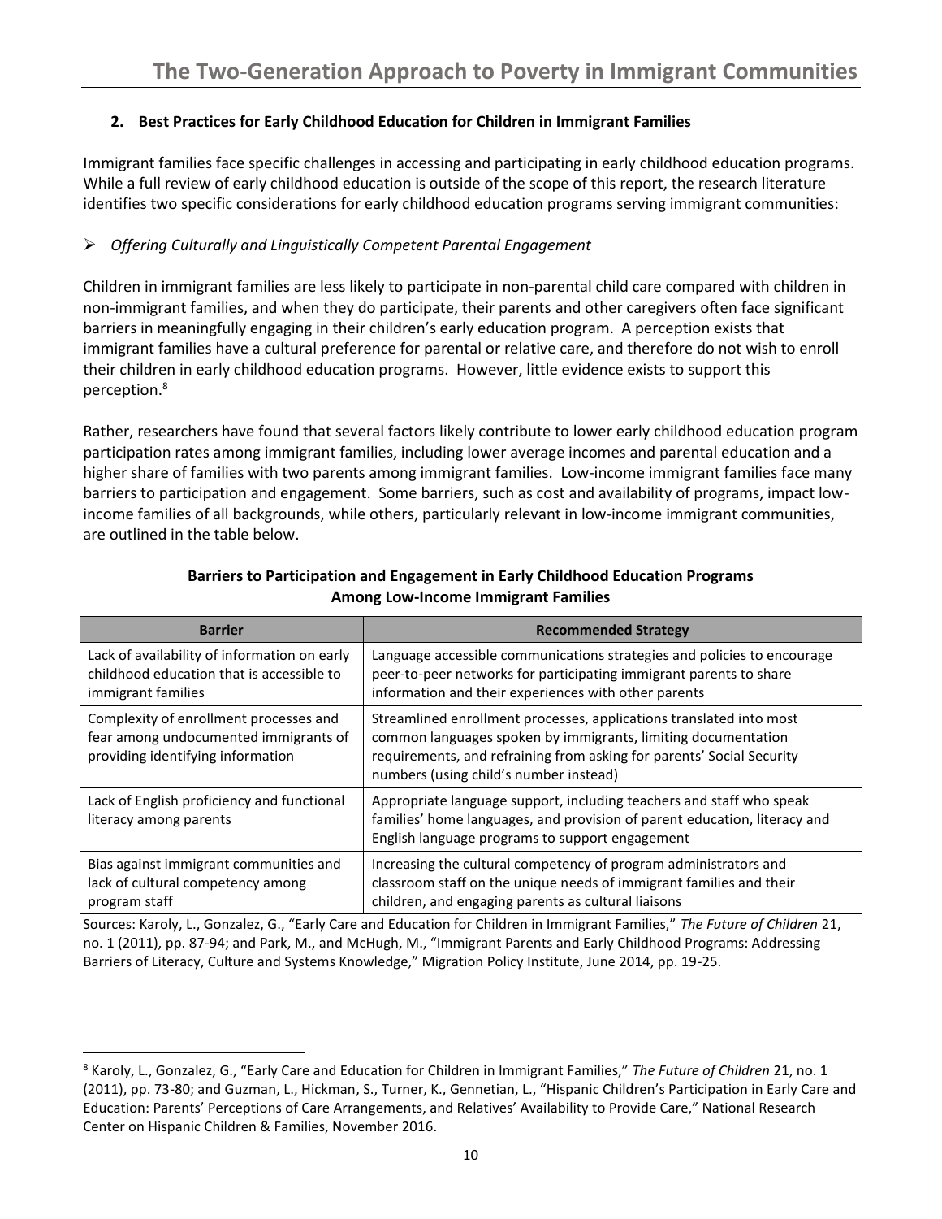## 2. Best Practices for Early Childhood Education for Children in Immigrant Families

Immigrant families face specific challenges in accessing and participating in early childhood education programs. While a full review of early childhood education is outside of the scope of this report, the research literature identifies two specific considerations for early childhood education programs serving immigrant communities:

- *Offering Culturally and Linguistically Competent Parental Engagement*

Children in immigrant families are less likely to participate in non-parental child care compared with children in non-immigrant families, and when they do participate, their parents and other caregivers often face significant barriers in meaningfully engaging in their children's early education program. A perception exists that immigrant families have a cultural preference for parental or relative care, and therefore do not wish to enroll their children in early childhood education programs. However, little evidence exists to support this perception.[8]

Rather, researchers have found that several factors likely contribute to lower early childhood education program participation rates among immigrant families, including lower average incomes and parental education and a higher share of families with two parents among immigrant families. Low-income immigrant families face many barriers to participation and engagement. Some barriers, such as cost and availability of programs, impact low-income families of all backgrounds, while others, particularly relevant in low-income immigrant communities, are outlined in the table below.

**Barriers to Participation and Engagement in Early Childhood Education Programs Among Low-Income Immigrant Families**

| Barrier | Recommended Strategy |
|---|---|
| Lack of availability of information on early childhood education that is accessible to immigrant families | Language accessible communications strategies and policies to encourage peer-to-peer networks for participating immigrant parents to share information and their experiences with other parents |
| Complexity of enrollment processes and fear among undocumented immigrants of providing identifying information | Streamlined enrollment processes, applications translated into most common languages spoken by immigrants, limiting documentation requirements, and refraining from asking for parents' Social Security numbers (using child's number instead) |
| Lack of English proficiency and functional literacy among parents | Appropriate language support, including teachers and staff who speak families' home languages, and provision of parent education, literacy and English language programs to support engagement |
| Bias against immigrant communities and lack of cultural competency among program staff | Increasing the cultural competency of program administrators and classroom staff on the unique needs of immigrant families and their children, and engaging parents as cultural liaisons |

Sources: Karoly, L., Gonzalez, G., "Early Care and Education for Children in Immigrant Families," *The Future of Children* 21, no. 1 (2011), pp. 87-94; and Park, M., and McHugh, M., "Immigrant Parents and Early Childhood Programs: Addressing Barriers of Literacy, Culture and Systems Knowledge," Migration Policy Institute, June 2014, pp. 19-25.

---

[8] Karoly, L., Gonzalez, G., "Early Care and Education for Children in Immigrant Families," *The Future of Children* 21, no. 1 (2011), pp. 73-80; and Guzman, L., Hickman, S., Turner, K., Gennetian, L., "Hispanic Children's Participation in Early Care and Education: Parents' Perceptions of Care Arrangements, and Relatives' Availability to Provide Care," National Research Center on Hispanic Children & Families, November 2016.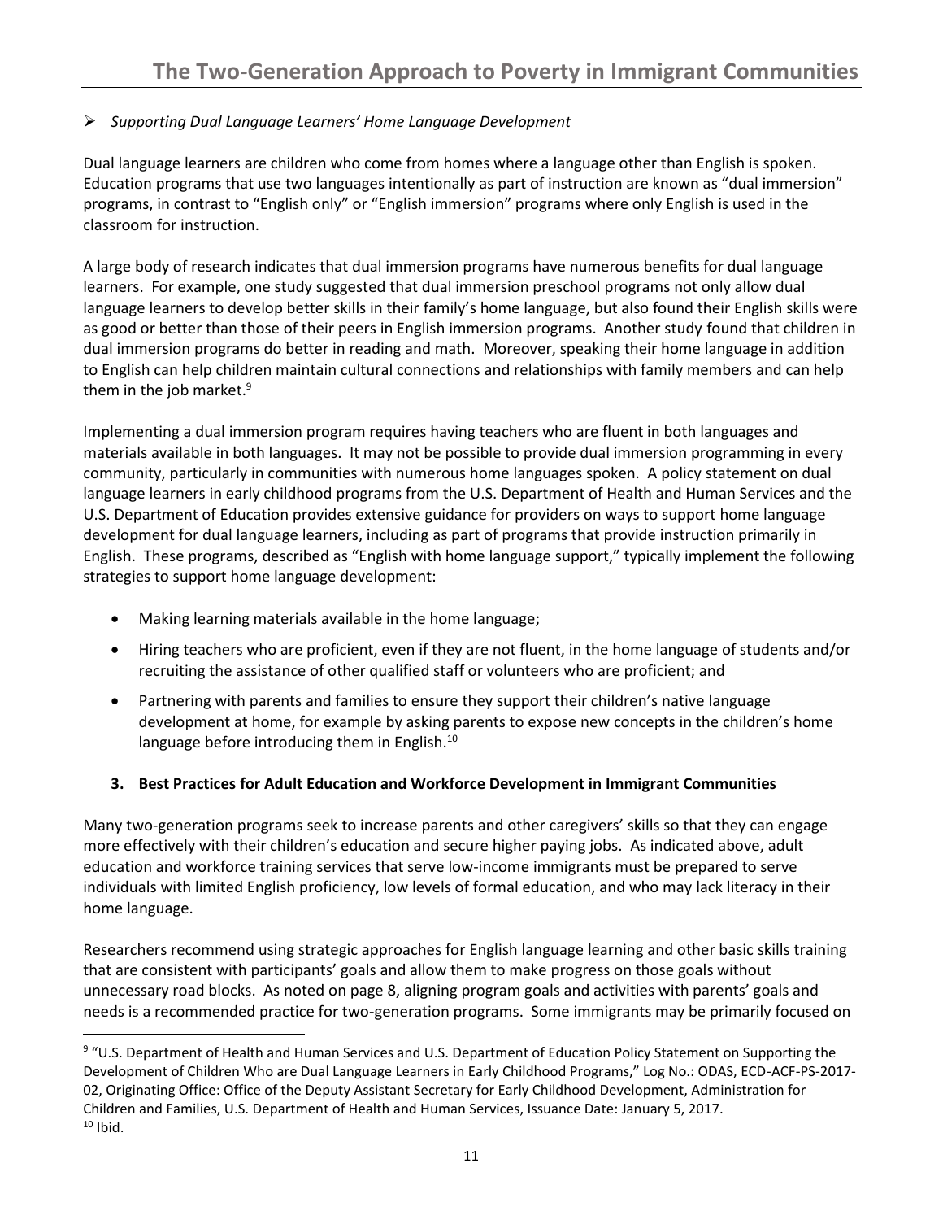➢ *Supporting Dual Language Learners' Home Language Development*

Dual language learners are children who come from homes where a language other than English is spoken. Education programs that use two languages intentionally as part of instruction are known as "dual immersion" programs, in contrast to "English only" or "English immersion" programs where only English is used in the classroom for instruction.

A large body of research indicates that dual immersion programs have numerous benefits for dual language learners. For example, one study suggested that dual immersion preschool programs not only allow dual language learners to develop better skills in their family's home language, but also found their English skills were as good or better than those of their peers in English immersion programs. Another study found that children in dual immersion programs do better in reading and math. Moreover, speaking their home language in addition to English can help children maintain cultural connections and relationships with family members and can help them in the job market.[9]

Implementing a dual immersion program requires having teachers who are fluent in both languages and materials available in both languages. It may not be possible to provide dual immersion programming in every community, particularly in communities with numerous home languages spoken. A policy statement on dual language learners in early childhood programs from the U.S. Department of Health and Human Services and the U.S. Department of Education provides extensive guidance for providers on ways to support home language development for dual language learners, including as part of programs that provide instruction primarily in English. These programs, described as "English with home language support," typically implement the following strategies to support home language development:

- Making learning materials available in the home language;
- Hiring teachers who are proficient, even if they are not fluent, in the home language of students and/or recruiting the assistance of other qualified staff or volunteers who are proficient; and
- Partnering with parents and families to ensure they support their children's native language development at home, for example by asking parents to expose new concepts in the children's home language before introducing them in English.[10]

### 3. Best Practices for Adult Education and Workforce Development in Immigrant Communities

Many two-generation programs seek to increase parents and other caregivers' skills so that they can engage more effectively with their children's education and secure higher paying jobs. As indicated above, adult education and workforce training services that serve low-income immigrants must be prepared to serve individuals with limited English proficiency, low levels of formal education, and who may lack literacy in their home language.

Researchers recommend using strategic approaches for English language learning and other basic skills training that are consistent with participants' goals and allow them to make progress on those goals without unnecessary road blocks. As noted on page 8, aligning program goals and activities with parents' goals and needs is a recommended practice for two-generation programs. Some immigrants may be primarily focused on

---

[9] "U.S. Department of Health and Human Services and U.S. Department of Education Policy Statement on Supporting the Development of Children Who are Dual Language Learners in Early Childhood Programs," Log No.: ODAS, ECD-ACF-PS-2017-02, Originating Office: Office of the Deputy Assistant Secretary for Early Childhood Development, Administration for Children and Families, U.S. Department of Health and Human Services, Issuance Date: January 5, 2017.

[10] Ibid.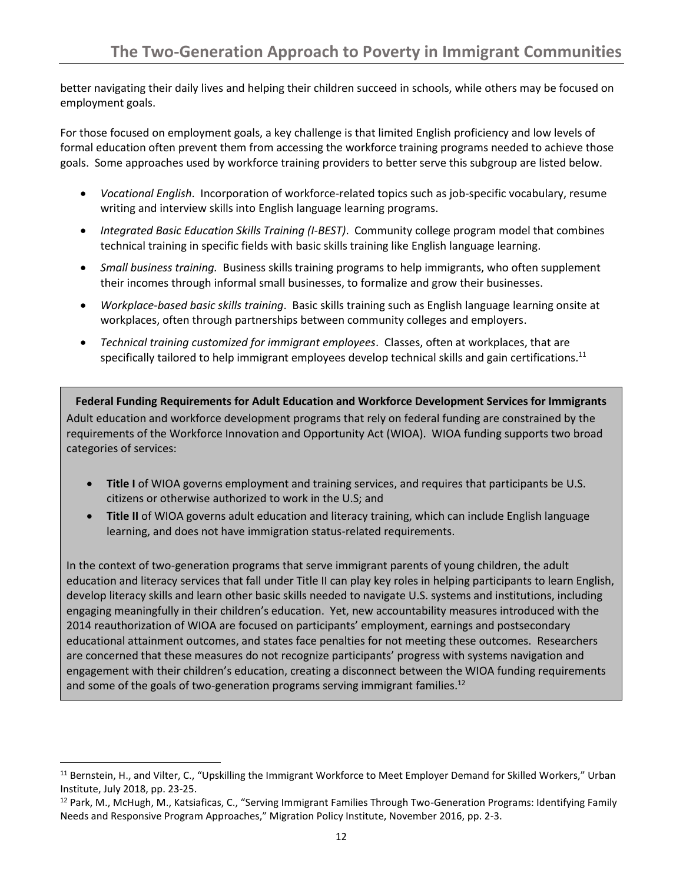better navigating their daily lives and helping their children succeed in schools, while others may be focused on employment goals.

For those focused on employment goals, a key challenge is that limited English proficiency and low levels of formal education often prevent them from accessing the workforce training programs needed to achieve those goals. Some approaches used by workforce training providers to better serve this subgroup are listed below.

- *Vocational English*. Incorporation of workforce-related topics such as job-specific vocabulary, resume writing and interview skills into English language learning programs.
- *Integrated Basic Education Skills Training (I-BEST)*. Community college program model that combines technical training in specific fields with basic skills training like English language learning.
- *Small business training.* Business skills training programs to help immigrants, who often supplement their incomes through informal small businesses, to formalize and grow their businesses.
- *Workplace-based basic skills training*. Basic skills training such as English language learning onsite at workplaces, often through partnerships between community colleges and employers.
- *Technical training customized for immigrant employees*. Classes, often at workplaces, that are specifically tailored to help immigrant employees develop technical skills and gain certifications.[11]

**Federal Funding Requirements for Adult Education and Workforce Development Services for Immigrants**

Adult education and workforce development programs that rely on federal funding are constrained by the requirements of the Workforce Innovation and Opportunity Act (WIOA). WIOA funding supports two broad categories of services:

- **Title I** of WIOA governs employment and training services, and requires that participants be U.S. citizens or otherwise authorized to work in the U.S; and
- **Title II** of WIOA governs adult education and literacy training, which can include English language learning, and does not have immigration status-related requirements.

In the context of two-generation programs that serve immigrant parents of young children, the adult education and literacy services that fall under Title II can play key roles in helping participants to learn English, develop literacy skills and learn other basic skills needed to navigate U.S. systems and institutions, including engaging meaningfully in their children's education. Yet, new accountability measures introduced with the 2014 reauthorization of WIOA are focused on participants' employment, earnings and postsecondary educational attainment outcomes, and states face penalties for not meeting these outcomes. Researchers are concerned that these measures do not recognize participants' progress with systems navigation and engagement with their children's education, creating a disconnect between the WIOA funding requirements and some of the goals of two-generation programs serving immigrant families.[12]

---

[11] Bernstein, H., and Vilter, C., "Upskilling the Immigrant Workforce to Meet Employer Demand for Skilled Workers," Urban Institute, July 2018, pp. 23-25.

[12] Park, M., McHugh, M., Katsiaficas, C., "Serving Immigrant Families Through Two-Generation Programs: Identifying Family Needs and Responsive Program Approaches," Migration Policy Institute, November 2016, pp. 2-3.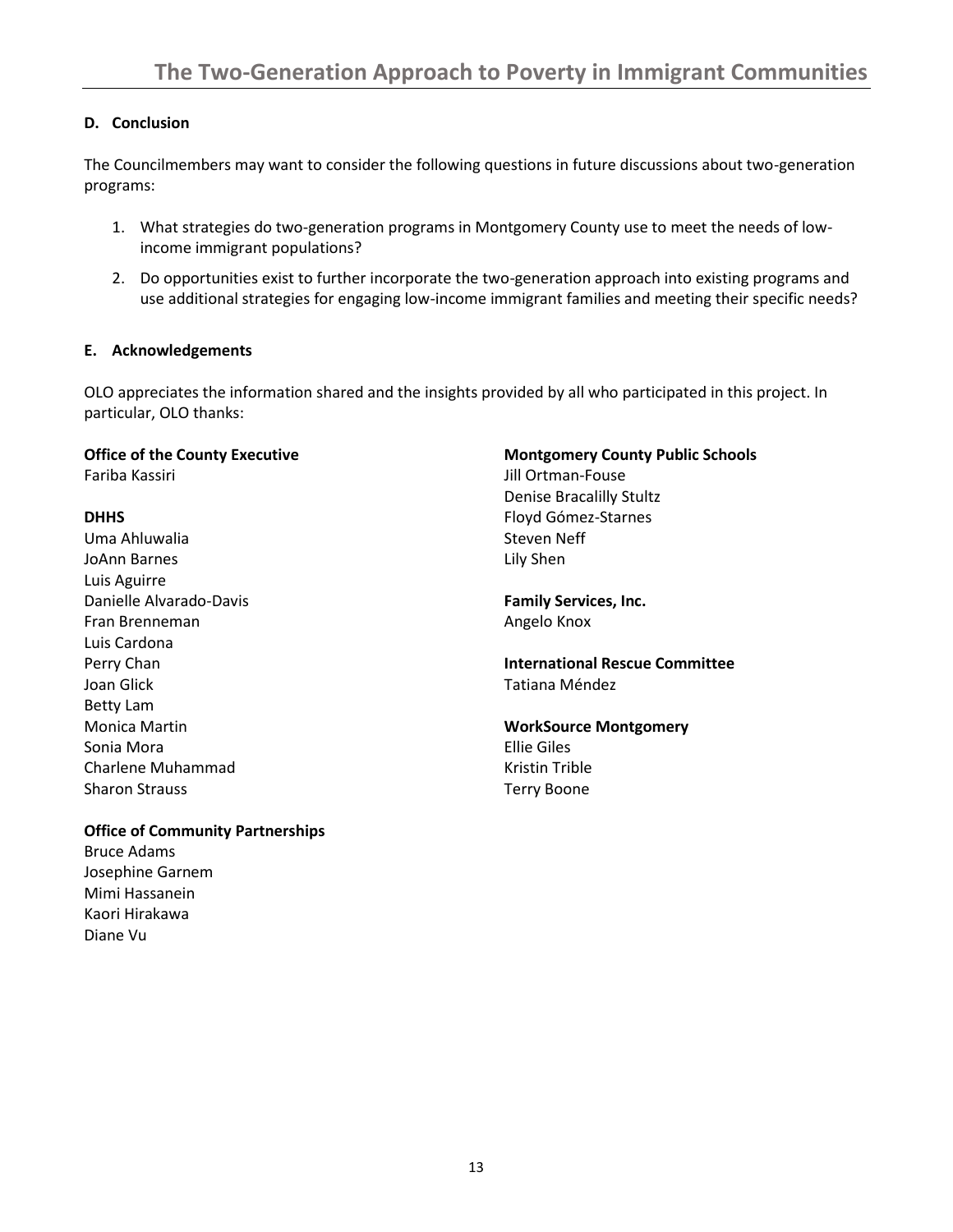### D. Conclusion

The Councilmembers may want to consider the following questions in future discussions about two-generation programs:

1. What strategies do two-generation programs in Montgomery County use to meet the needs of low-income immigrant populations?
2. Do opportunities exist to further incorporate the two-generation approach into existing programs and use additional strategies for engaging low-income immigrant families and meeting their specific needs?

### E. Acknowledgements

OLO appreciates the information shared and the insights provided by all who participated in this project. In particular, OLO thanks:

**Office of the County Executive**
Fariba Kassiri

**DHHS**
Uma Ahluwalia
JoAnn Barnes
Luis Aguirre
Danielle Alvarado-Davis
Fran Brenneman
Luis Cardona
Perry Chan
Joan Glick
Betty Lam
Monica Martin
Sonia Mora
Charlene Muhammad
Sharon Strauss

**Office of Community Partnerships**
Bruce Adams
Josephine Garnem
Mimi Hassanein
Kaori Hirakawa
Diane Vu

**Montgomery County Public Schools**
Jill Ortman-Fouse
Denise Bracalilly Stultz
Floyd Gómez-Starnes
Steven Neff
Lily Shen

**Family Services, Inc.**
Angelo Knox

**International Rescue Committee**
Tatiana Méndez

**WorkSource Montgomery**
Ellie Giles
Kristin Trible
Terry Boone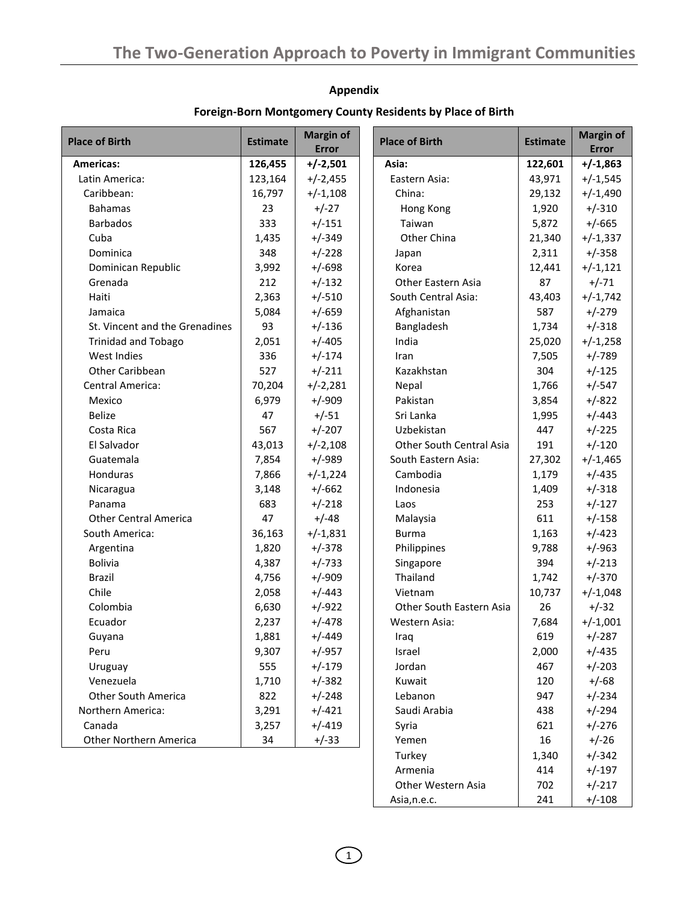## Appendix

### Foreign-Born Montgomery County Residents by Place of Birth

| Place of Birth | Estimate | Margin of Error |
|---|---|---|
| **Americas:** | **126,455** | **+/-2,501** |
| Latin America: | 123,164 | +/-2,455 |
| Caribbean: | 16,797 | +/-1,108 |
| Bahamas | 23 | +/-27 |
| Barbados | 333 | +/-151 |
| Cuba | 1,435 | +/-349 |
| Dominica | 348 | +/-228 |
| Dominican Republic | 3,992 | +/-698 |
| Grenada | 212 | +/-132 |
| Haiti | 2,363 | +/-510 |
| Jamaica | 5,084 | +/-659 |
| St. Vincent and the Grenadines | 93 | +/-136 |
| Trinidad and Tobago | 2,051 | +/-405 |
| West Indies | 336 | +/-174 |
| Other Caribbean | 527 | +/-211 |
| Central America: | 70,204 | +/-2,281 |
| Mexico | 6,979 | +/-909 |
| Belize | 47 | +/-51 |
| Costa Rica | 567 | +/-207 |
| El Salvador | 43,013 | +/-2,108 |
| Guatemala | 7,854 | +/-989 |
| Honduras | 7,866 | +/-1,224 |
| Nicaragua | 3,148 | +/-662 |
| Panama | 683 | +/-218 |
| Other Central America | 47 | +/-48 |
| South America: | 36,163 | +/-1,831 |
| Argentina | 1,820 | +/-378 |
| Bolivia | 4,387 | +/-733 |
| Brazil | 4,756 | +/-909 |
| Chile | 2,058 | +/-443 |
| Colombia | 6,630 | +/-922 |
| Ecuador | 2,237 | +/-478 |
| Guyana | 1,881 | +/-449 |
| Peru | 9,307 | +/-957 |
| Uruguay | 555 | +/-179 |
| Venezuela | 1,710 | +/-382 |
| Other South America | 822 | +/-248 |
| Northern America: | 3,291 | +/-421 |
| Canada | 3,257 | +/-419 |
| Other Northern America | 34 | +/-33 |

| Place of Birth | Estimate | Margin of Error |
|---|---|---|
| **Asia:** | **122,601** | **+/-1,863** |
| Eastern Asia: | 43,971 | +/-1,545 |
| China: | 29,132 | +/-1,490 |
| Hong Kong | 1,920 | +/-310 |
| Taiwan | 5,872 | +/-665 |
| Other China | 21,340 | +/-1,337 |
| Japan | 2,311 | +/-358 |
| Korea | 12,441 | +/-1,121 |
| Other Eastern Asia | 87 | +/-71 |
| South Central Asia: | 43,403 | +/-1,742 |
| Afghanistan | 587 | +/-279 |
| Bangladesh | 1,734 | +/-318 |
| India | 25,020 | +/-1,258 |
| Iran | 7,505 | +/-789 |
| Kazakhstan | 304 | +/-125 |
| Nepal | 1,766 | +/-547 |
| Pakistan | 3,854 | +/-822 |
| Sri Lanka | 1,995 | +/-443 |
| Uzbekistan | 447 | +/-225 |
| Other South Central Asia | 191 | +/-120 |
| South Eastern Asia: | 27,302 | +/-1,465 |
| Cambodia | 1,179 | +/-435 |
| Indonesia | 1,409 | +/-318 |
| Laos | 253 | +/-127 |
| Malaysia | 611 | +/-158 |
| Burma | 1,163 | +/-423 |
| Philippines | 9,788 | +/-963 |
| Singapore | 394 | +/-213 |
| Thailand | 1,742 | +/-370 |
| Vietnam | 10,737 | +/-1,048 |
| Other South Eastern Asia | 26 | +/-32 |
| Western Asia: | 7,684 | +/-1,001 |
| Iraq | 619 | +/-287 |
| Israel | 2,000 | +/-435 |
| Jordan | 467 | +/-203 |
| Kuwait | 120 | +/-68 |
| Lebanon | 947 | +/-234 |
| Saudi Arabia | 438 | +/-294 |
| Syria | 621 | +/-276 |
| Yemen | 16 | +/-26 |
| Turkey | 1,340 | +/-342 |
| Armenia | 414 | +/-197 |
| Other Western Asia | 702 | +/-217 |
| Asia,n.e.c. | 241 | +/-108 |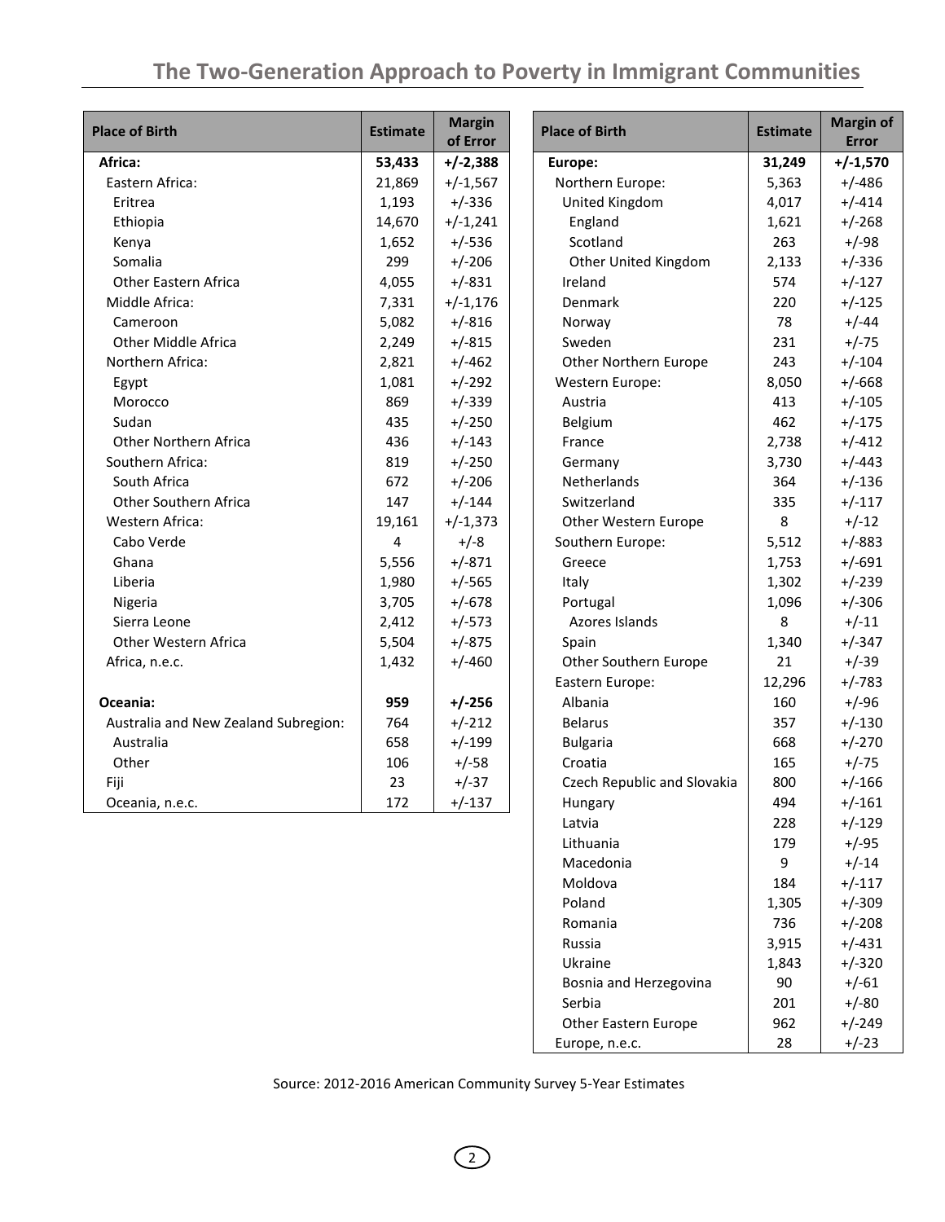| Place of Birth | Estimate | Margin of Error |
|---|---|---|
| **Africa:** | **53,433** | **+/-2,388** |
| Eastern Africa: | 21,869 | +/-1,567 |
| Eritrea | 1,193 | +/-336 |
| Ethiopia | 14,670 | +/-1,241 |
| Kenya | 1,652 | +/-536 |
| Somalia | 299 | +/-206 |
| Other Eastern Africa | 4,055 | +/-831 |
| Middle Africa: | 7,331 | +/-1,176 |
| Cameroon | 5,082 | +/-816 |
| Other Middle Africa | 2,249 | +/-815 |
| Northern Africa: | 2,821 | +/-462 |
| Egypt | 1,081 | +/-292 |
| Morocco | 869 | +/-339 |
| Sudan | 435 | +/-250 |
| Other Northern Africa | 436 | +/-143 |
| Southern Africa: | 819 | +/-250 |
| South Africa | 672 | +/-206 |
| Other Southern Africa | 147 | +/-144 |
| Western Africa: | 19,161 | +/-1,373 |
| Cabo Verde | 4 | +/-8 |
| Ghana | 5,556 | +/-871 |
| Liberia | 1,980 | +/-565 |
| Nigeria | 3,705 | +/-678 |
| Sierra Leone | 2,412 | +/-573 |
| Other Western Africa | 5,504 | +/-875 |
| Africa, n.e.c. | 1,432 | +/-460 |
| | | |
| **Oceania:** | **959** | **+/-256** |
| Australia and New Zealand Subregion: | 764 | +/-212 |
| Australia | 658 | +/-199 |
| Other | 106 | +/-58 |
| Fiji | 23 | +/-37 |
| Oceania, n.e.c. | 172 | +/-137 |

| Place of Birth | Estimate | Margin of Error |
|---|---|---|
| **Europe:** | **31,249** | **+/-1,570** |
| Northern Europe: | 5,363 | +/-486 |
| United Kingdom | 4,017 | +/-414 |
| England | 1,621 | +/-268 |
| Scotland | 263 | +/-98 |
| Other United Kingdom | 2,133 | +/-336 |
| Ireland | 574 | +/-127 |
| Denmark | 220 | +/-125 |
| Norway | 78 | +/-44 |
| Sweden | 231 | +/-75 |
| Other Northern Europe | 243 | +/-104 |
| Western Europe: | 8,050 | +/-668 |
| Austria | 413 | +/-105 |
| Belgium | 462 | +/-175 |
| France | 2,738 | +/-412 |
| Germany | 3,730 | +/-443 |
| Netherlands | 364 | +/-136 |
| Switzerland | 335 | +/-117 |
| Other Western Europe | 8 | +/-12 |
| Southern Europe: | 5,512 | +/-883 |
| Greece | 1,753 | +/-691 |
| Italy | 1,302 | +/-239 |
| Portugal | 1,096 | +/-306 |
| Azores Islands | 8 | +/-11 |
| Spain | 1,340 | +/-347 |
| Other Southern Europe | 21 | +/-39 |
| Eastern Europe: | 12,296 | +/-783 |
| Albania | 160 | +/-96 |
| Belarus | 357 | +/-130 |
| Bulgaria | 668 | +/-270 |
| Croatia | 165 | +/-75 |
| Czech Republic and Slovakia | 800 | +/-166 |
| Hungary | 494 | +/-161 |
| Latvia | 228 | +/-129 |
| Lithuania | 179 | +/-95 |
| Macedonia | 9 | +/-14 |
| Moldova | 184 | +/-117 |
| Poland | 1,305 | +/-309 |
| Romania | 736 | +/-208 |
| Russia | 3,915 | +/-431 |
| Ukraine | 1,843 | +/-320 |
| Bosnia and Herzegovina | 90 | +/-61 |
| Serbia | 201 | +/-80 |
| Other Eastern Europe | 962 | +/-249 |
| Europe, n.e.c. | 28 | +/-23 |

Source: 2012-2016 American Community Survey 5-Year Estimates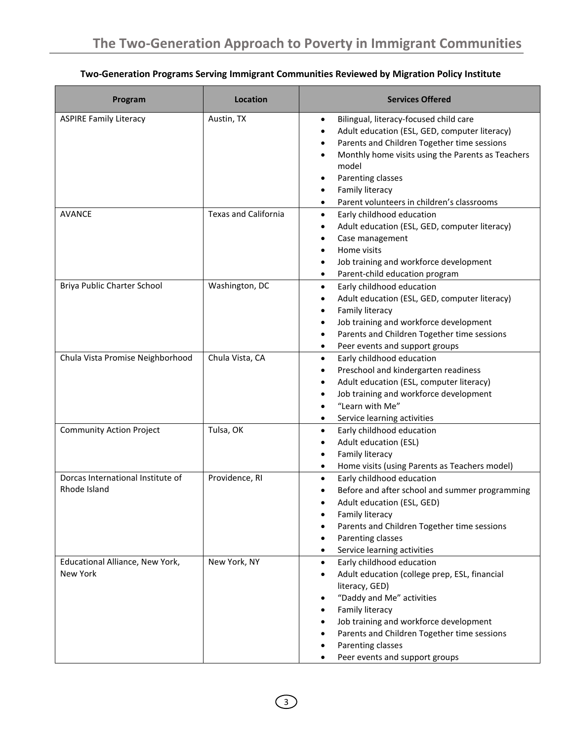**Two-Generation Programs Serving Immigrant Communities Reviewed by Migration Policy Institute**

| Program | Location | Services Offered |
|---|---|---|
| ASPIRE Family Literacy | Austin, TX | • Bilingual, literacy-focused child care<br>• Adult education (ESL, GED, computer literacy)<br>• Parents and Children Together time sessions<br>• Monthly home visits using the Parents as Teachers model<br>• Parenting classes<br>• Family literacy<br>• Parent volunteers in children's classrooms |
| AVANCE | Texas and California | • Early childhood education<br>• Adult education (ESL, GED, computer literacy)<br>• Case management<br>• Home visits<br>• Job training and workforce development<br>• Parent-child education program |
| Briya Public Charter School | Washington, DC | • Early childhood education<br>• Adult education (ESL, GED, computer literacy)<br>• Family literacy<br>• Job training and workforce development<br>• Parents and Children Together time sessions<br>• Peer events and support groups |
| Chula Vista Promise Neighborhood | Chula Vista, CA | • Early childhood education<br>• Preschool and kindergarten readiness<br>• Adult education (ESL, computer literacy)<br>• Job training and workforce development<br>• "Learn with Me"<br>• Service learning activities |
| Community Action Project | Tulsa, OK | • Early childhood education<br>• Adult education (ESL)<br>• Family literacy<br>• Home visits (using Parents as Teachers model) |
| Dorcas International Institute of Rhode Island | Providence, RI | • Early childhood education<br>• Before and after school and summer programming<br>• Adult education (ESL, GED)<br>• Family literacy<br>• Parents and Children Together time sessions<br>• Parenting classes<br>• Service learning activities |
| Educational Alliance, New York, New York | New York, NY | • Early childhood education<br>• Adult education (college prep, ESL, financial literacy, GED)<br>• "Daddy and Me" activities<br>• Family literacy<br>• Job training and workforce development<br>• Parents and Children Together time sessions<br>• Parenting classes<br>• Peer events and support groups |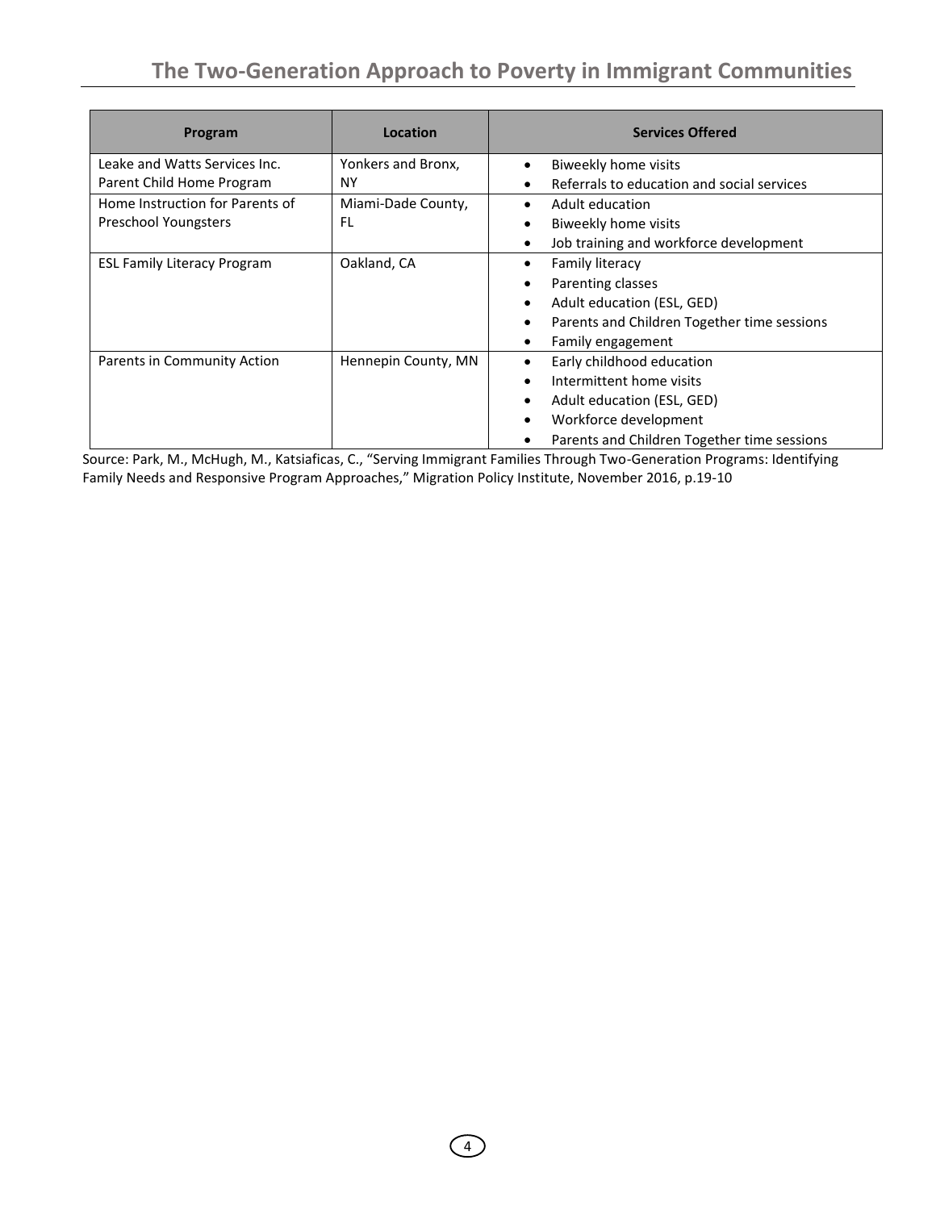| Program | Location | Services Offered |
| --- | --- | --- |
| Leake and Watts Services Inc. Parent Child Home Program | Yonkers and Bronx, NY | • Biweekly home visits<br>• Referrals to education and social services |
| Home Instruction for Parents of Preschool Youngsters | Miami-Dade County, FL | • Adult education<br>• Biweekly home visits<br>• Job training and workforce development |
| ESL Family Literacy Program | Oakland, CA | • Family literacy<br>• Parenting classes<br>• Adult education (ESL, GED)<br>• Parents and Children Together time sessions<br>• Family engagement |
| Parents in Community Action | Hennepin County, MN | • Early childhood education<br>• Intermittent home visits<br>• Adult education (ESL, GED)<br>• Workforce development<br>• Parents and Children Together time sessions |

Source: Park, M., McHugh, M., Katsiaficas, C., "Serving Immigrant Families Through Two-Generation Programs: Identifying Family Needs and Responsive Program Approaches," Migration Policy Institute, November 2016, p.19-10